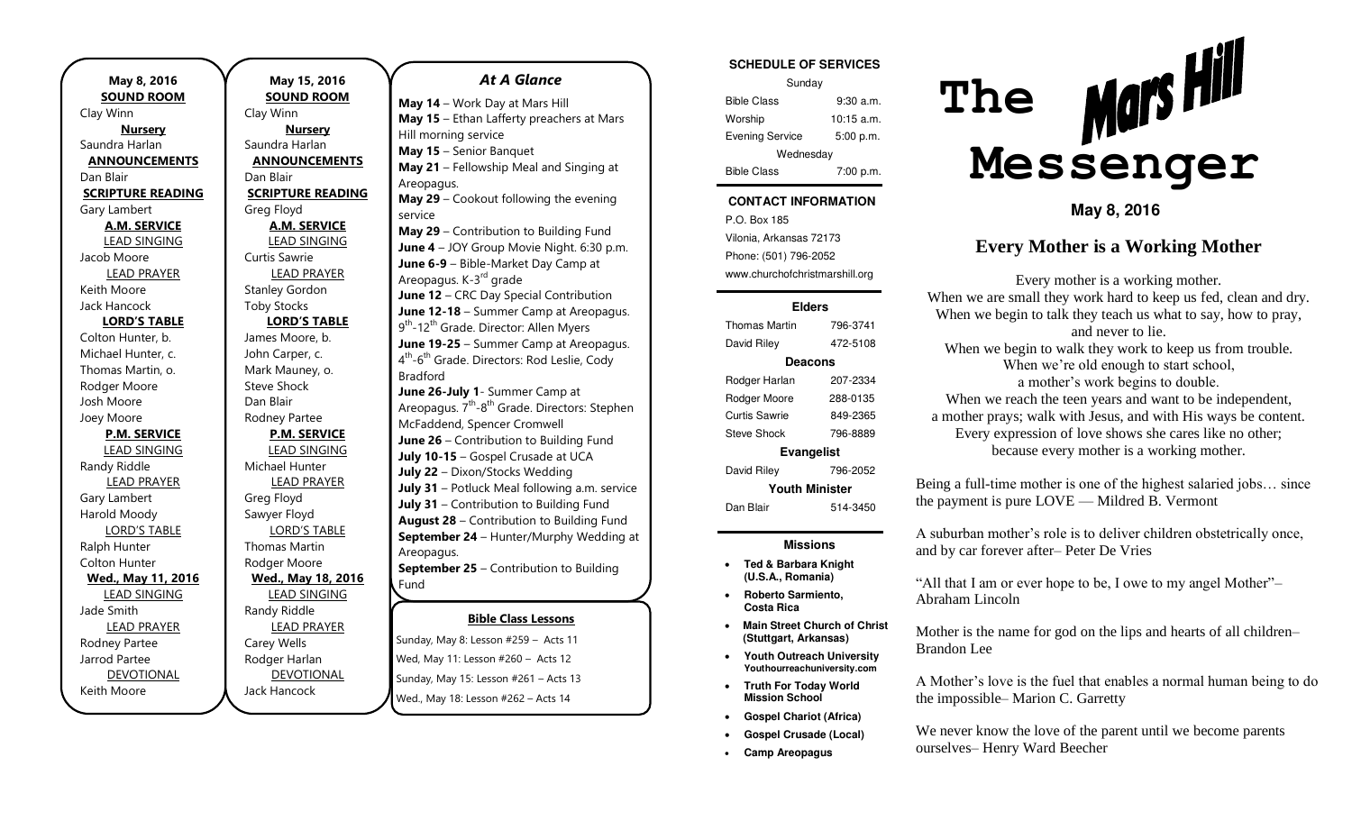**May 8, 2016**

**SOUND ROOM**

Clay Winn

**Nursery**

Saundra Harlan

**ANNOUNCEMENTS**

Dan Blair

**SCRIPTURE READING**

Gary Lambert

**A.M. SERVICE**

LEAD SINGING

Jacob Moore

LEAD PRAYER

Keith Moore

Jack Hancock

**LORD'S TABLE**

Colton Hunter, b.

Michael Hunter, c.

Thomas Martin, o.

Rodger Moore

Josh Moore

Joey Moore

**P.M. SERVICE**

LEAD SINGING

Randy Riddle

LEAD PRAYER

Gary Lambert

Harold Moody

LORD'S TABLE

Ralph Hunter

Colton Hunter

**Wed., May 11, 2016**

LEAD SINGING

Jade Smith

LEAD PRAYER

Rodney Partee

Jarrod Partee

DEVOTIONAL

Keith Moore

**May 15, 2016**

**SOUND ROOM**

Clay Winn

**Nursery**

Saundra Harlan

**ANNOUNCEMENTS**

Dan Blair

**SCRIPTURE READING**

Greg Floyd

**A.M. SERVICE**

LEAD SINGING

Curtis Sawrie

LEAD PRAYER

Stanley Gordon

Toby Stocks

**LORD'S TABLE**

James Moore, b.

John Carper, c.

Mark Mauney, o.

Steve Shock

Dan Blair

Rodney Partee

**P.M. SERVICE**

LEAD SINGING

Michael Hunter

LEAD PRAYER

Greg Floyd

Sawyer Floyd

LORD'S TABLE

Thomas Martin

Rodger Moore

**Wed., May 18, 2016**

LEAD SINGING

Randy Riddle

LEAD PRAYER

Carey Wells

Rodger Harlan

DEVOTIONAL

Jack Hancock

## *At A Glance*

**May 14** – Work Day at Mars Hill
**May 15** – Ethan Lafferty preachers at Mars Hill morning service
**May 15** – Senior Banquet
**May 21** – Fellowship Meal and Singing at Areopagus.
**May 29** – Cookout following the evening service
**May 29** – Contribution to Building Fund
**June 4** – JOY Group Movie Night. 6:30 p.m.
**June 6-9** – Bible-Market Day Camp at Areopagus. K-3rd grade
**June 12** – CRC Day Special Contribution
**June 12-18** – Summer Camp at Areopagus. 9th-12th Grade. Director: Allen Myers
**June 19-25** – Summer Camp at Areopagus. 4th-6th Grade. Directors: Rod Leslie, Cody Bradford
**June 26-July 1**- Summer Camp at Areopagus. 7th-8th Grade. Directors: Stephen McFaddend, Spencer Cromwell
**June 26** – Contribution to Building Fund
**July 10-15** – Gospel Crusade at UCA
**July 22** – Dixon/Stocks Wedding
**July 31** – Potluck Meal following a.m. service
**July 31** – Contribution to Building Fund
**August 28** – Contribution to Building Fund
**September 24** – Hunter/Murphy Wedding at Areopagus.
**September 25** – Contribution to Building Fund

**Bible Class Lessons**

Sunday, May 8: Lesson #259 – Acts 11
Wed, May 11: Lesson #260 – Acts 12
Sunday, May 15: Lesson #261 – Acts 13
Wed., May 18: Lesson #262 – Acts 14

**SCHEDULE OF SERVICES**

| Sunday | |
|---|---|
| Bible Class | 9:30 a.m. |
| Worship | 10:15 a.m. |
| Evening Service | 5:00 p.m. |
| Wednesday | |
| Bible Class | 7:00 p.m. |

**CONTACT INFORMATION**

P.O. Box 185
Vilonia, Arkansas 72173
Phone: (501) 796-2052
www.churchofchristmarshill.org

**Elders**

| | |
|---|---|
| Thomas Martin | 796-3741 |
| David Riley | 472-5108 |

**Deacons**

| | |
|---|---|
| Rodger Harlan | 207-2334 |
| Rodger Moore | 288-0135 |
| Curtis Sawrie | 849-2365 |
| Steve Shock | 796-8889 |

**Evangelist**

| | |
|---|---|
| David Riley | 796-2052 |

**Youth Minister**

| | |
|---|---|
| Dan Blair | 514-3450 |

**Missions**

- **Ted & Barbara Knight (U.S.A., Romania)**
- **Roberto Sarmiento, Costa Rica**
- **Main Street Church of Christ (Stuttgart, Arkansas)**
- **Youth Outreach University Youthourreachuniversity.com**
- **Truth For Today World Mission School**
- **Gospel Chariot (Africa)**
- **Gospel Crusade (Local)**
- **Camp Areopagus**

# The Mars Hill Messenger

**May 8, 2016**

## Every Mother is a Working Mother

Every mother is a working mother.
When we are small they work hard to keep us fed, clean and dry.
When we begin to talk they teach us what to say, how to pray, and never to lie.
When we begin to walk they work to keep us from trouble.
When we're old enough to start school,
a mother's work begins to double.
When we reach the teen years and want to be independent,
a mother prays; walk with Jesus, and with His ways be content.
Every expression of love shows she cares like no other;
because every mother is a working mother.

Being a full-time mother is one of the highest salaried jobs… since the payment is pure LOVE — Mildred B. Vermont

A suburban mother's role is to deliver children obstetrically once, and by car forever after– Peter De Vries

"All that I am or ever hope to be, I owe to my angel Mother"– Abraham Lincoln

Mother is the name for god on the lips and hearts of all children– Brandon Lee

A Mother's love is the fuel that enables a normal human being to do the impossible– Marion C. Garretty

We never know the love of the parent until we become parents ourselves– Henry Ward Beecher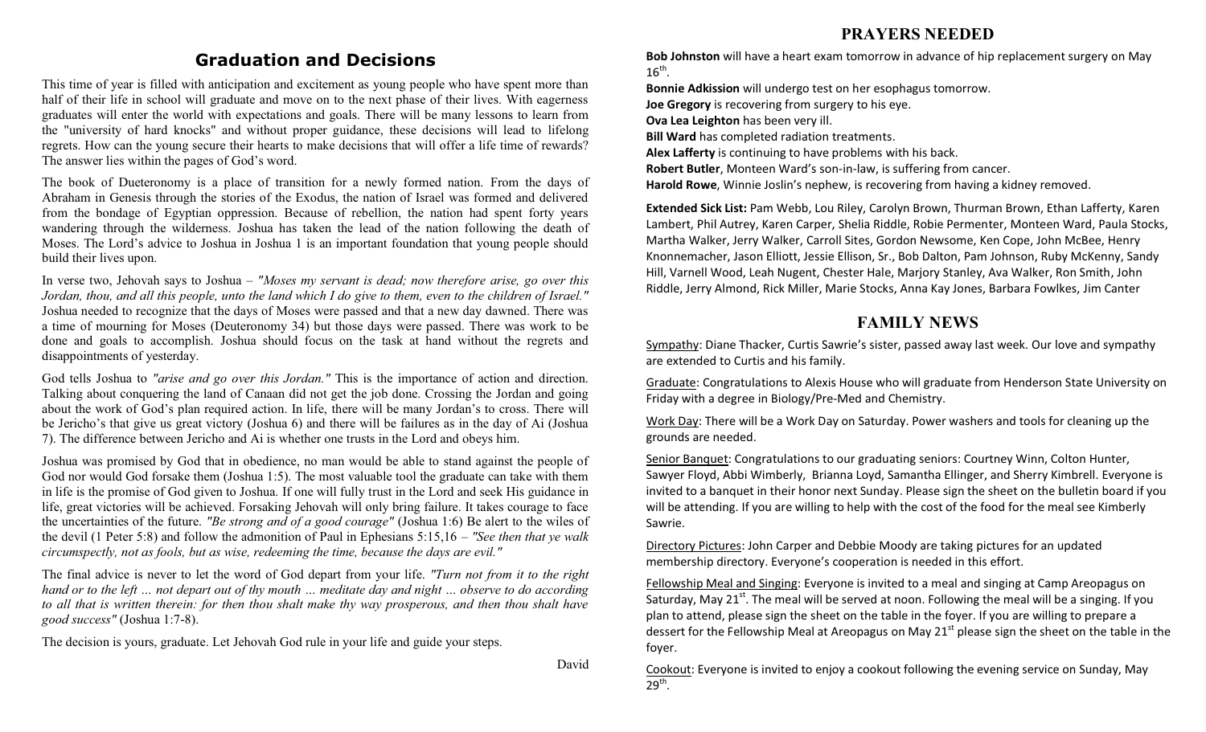## Graduation and Decisions

This time of year is filled with anticipation and excitement as young people who have spent more than half of their life in school will graduate and move on to the next phase of their lives. With eagerness graduates will enter the world with expectations and goals. There will be many lessons to learn from the "university of hard knocks" and without proper guidance, these decisions will lead to lifelong regrets. How can the young secure their hearts to make decisions that will offer a life time of rewards? The answer lies within the pages of God's word.

The book of Dueteronomy is a place of transition for a newly formed nation. From the days of Abraham in Genesis through the stories of the Exodus, the nation of Israel was formed and delivered from the bondage of Egyptian oppression. Because of rebellion, the nation had spent forty years wandering through the wilderness. Joshua has taken the lead of the nation following the death of Moses. The Lord's advice to Joshua in Joshua 1 is an important foundation that young people should build their lives upon.

In verse two, Jehovah says to Joshua – *"Moses my servant is dead; now therefore arise, go over this Jordan, thou, and all this people, unto the land which I do give to them, even to the children of Israel."* Joshua needed to recognize that the days of Moses were passed and that a new day dawned. There was a time of mourning for Moses (Deuteronomy 34) but those days were passed. There was work to be done and goals to accomplish. Joshua should focus on the task at hand without the regrets and disappointments of yesterday.

God tells Joshua to *"arise and go over this Jordan."* This is the importance of action and direction. Talking about conquering the land of Canaan did not get the job done. Crossing the Jordan and going about the work of God's plan required action. In life, there will be many Jordan's to cross. There will be Jericho's that give us great victory (Joshua 6) and there will be failures as in the day of Ai (Joshua 7). The difference between Jericho and Ai is whether one trusts in the Lord and obeys him.

Joshua was promised by God that in obedience, no man would be able to stand against the people of God nor would God forsake them (Joshua 1:5). The most valuable tool the graduate can take with them in life is the promise of God given to Joshua. If one will fully trust in the Lord and seek His guidance in life, great victories will be achieved. Forsaking Jehovah will only bring failure. It takes courage to face the uncertainties of the future. *"Be strong and of a good courage"* (Joshua 1:6) Be alert to the wiles of the devil (1 Peter 5:8) and follow the admonition of Paul in Ephesians 5:15,16 – *"See then that ye walk circumspectly, not as fools, but as wise, redeeming the time, because the days are evil."*

The final advice is never to let the word of God depart from your life. *"Turn not from it to the right hand or to the left ... not depart out of thy mouth ... meditate day and night ... observe to do according to all that is written therein: for then thou shalt make thy way prosperous, and then thou shalt have good success"* (Joshua 1:7-8).

The decision is yours, graduate. Let Jehovah God rule in your life and guide your steps.

David

## PRAYERS NEEDED

**Bob Johnston** will have a heart exam tomorrow in advance of hip replacement surgery on May 16th.
**Bonnie Adkission** will undergo test on her esophagus tomorrow.
**Joe Gregory** is recovering from surgery to his eye.
**Ova Lea Leighton** has been very ill.
**Bill Ward** has completed radiation treatments.
**Alex Lafferty** is continuing to have problems with his back.
**Robert Butler**, Monteen Ward's son-in-law, is suffering from cancer.
**Harold Rowe**, Winnie Joslin's nephew, is recovering from having a kidney removed.

**Extended Sick List:** Pam Webb, Lou Riley, Carolyn Brown, Thurman Brown, Ethan Lafferty, Karen Lambert, Phil Autrey, Karen Carper, Shelia Riddle, Robie Permenter, Monteen Ward, Paula Stocks, Martha Walker, Jerry Walker, Carroll Sites, Gordon Newsome, Ken Cope, John McBee, Henry Knonnemacher, Jason Elliott, Jessie Ellison, Sr., Bob Dalton, Pam Johnson, Ruby McKenny, Sandy Hill, Varnell Wood, Leah Nugent, Chester Hale, Marjory Stanley, Ava Walker, Ron Smith, John Riddle, Jerry Almond, Rick Miller, Marie Stocks, Anna Kay Jones, Barbara Fowlkes, Jim Canter

## FAMILY NEWS

Sympathy: Diane Thacker, Curtis Sawrie's sister, passed away last week. Our love and sympathy are extended to Curtis and his family.

Graduate: Congratulations to Alexis House who will graduate from Henderson State University on Friday with a degree in Biology/Pre-Med and Chemistry.

Work Day: There will be a Work Day on Saturday. Power washers and tools for cleaning up the grounds are needed.

Senior Banquet: Congratulations to our graduating seniors: Courtney Winn, Colton Hunter, Sawyer Floyd, Abbi Wimberly, Brianna Loyd, Samantha Ellinger, and Sherry Kimbrell. Everyone is invited to a banquet in their honor next Sunday. Please sign the sheet on the bulletin board if you will be attending. If you are willing to help with the cost of the food for the meal see Kimberly Sawrie.

Directory Pictures: John Carper and Debbie Moody are taking pictures for an updated membership directory. Everyone's cooperation is needed in this effort.

Fellowship Meal and Singing: Everyone is invited to a meal and singing at Camp Areopagus on Saturday, May 21st. The meal will be served at noon. Following the meal will be a singing. If you plan to attend, please sign the sheet on the table in the foyer. If you are willing to prepare a dessert for the Fellowship Meal at Areopagus on May 21st please sign the sheet on the table in the foyer.

Cookout: Everyone is invited to enjoy a cookout following the evening service on Sunday, May 29th.